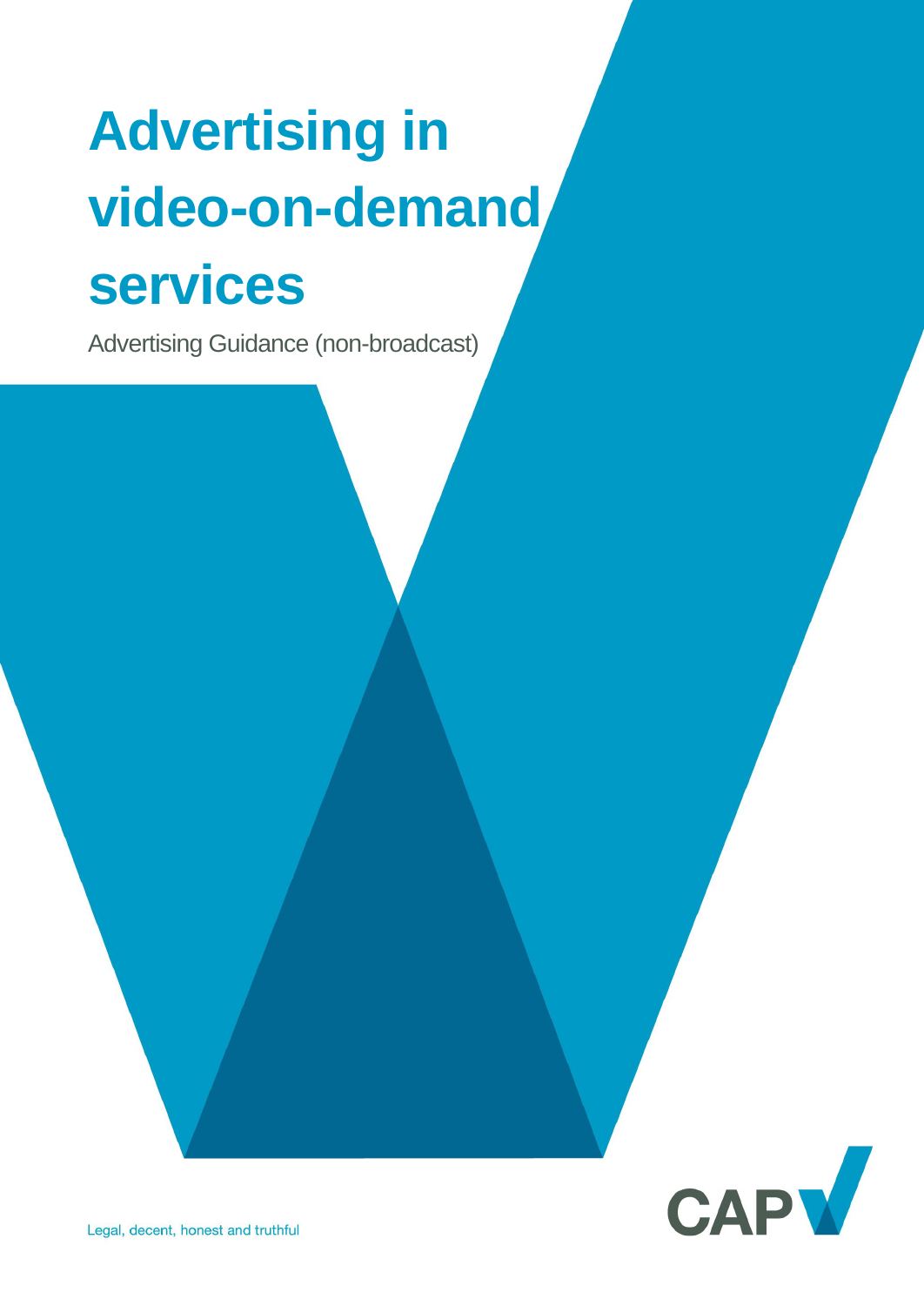# Advertising in video-on-demand services

Advertising Guidance (non-broadcast)

Legal, decent, honest and truthful

CAP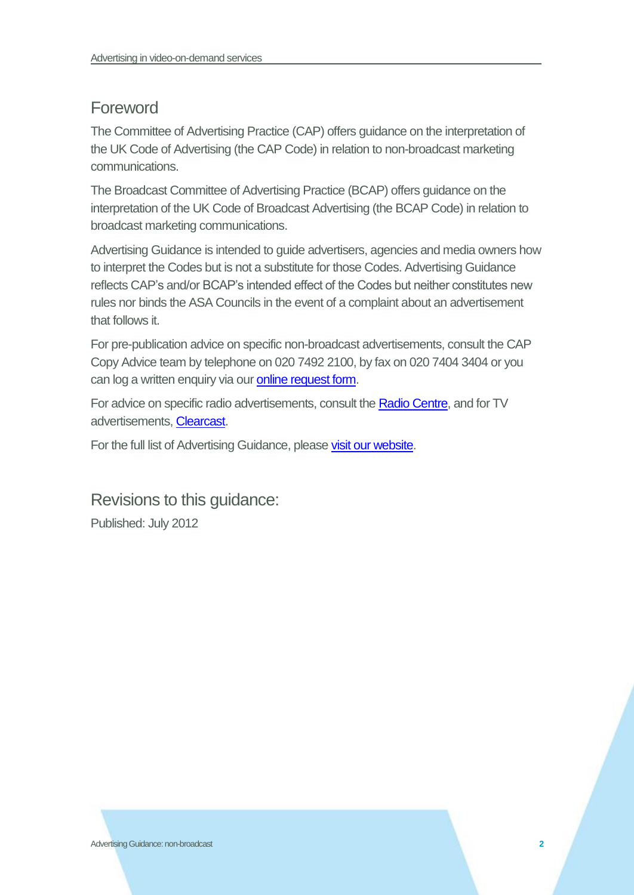## Foreword

The Committee of Advertising Practice (CAP) offers guidance on the interpretation of the UK Code of Advertising (the CAP Code) in relation to non-broadcast marketing communications.

The Broadcast Committee of Advertising Practice (BCAP) offers guidance on the interpretation of the UK Code of Broadcast Advertising (the BCAP Code) in relation to broadcast marketing communications.

Advertising Guidance is intended to guide advertisers, agencies and media owners how to interpret the Codes but is not a substitute for those Codes. Advertising Guidance reflects CAP's and/or BCAP's intended effect of the Codes but neither constitutes new rules nor binds the ASA Councils in the event of a complaint about an advertisement that follows it.

For pre-publication advice on specific non-broadcast advertisements, consult the CAP Copy Advice team by telephone on 020 7492 2100, by fax on 020 7404 3404 or you can log a written enquiry via our online request form.

For advice on specific radio advertisements, consult the Radio Centre, and for TV advertisements, Clearcast.

For the full list of Advertising Guidance, please visit our website.

## Revisions to this guidance:

Published: July 2012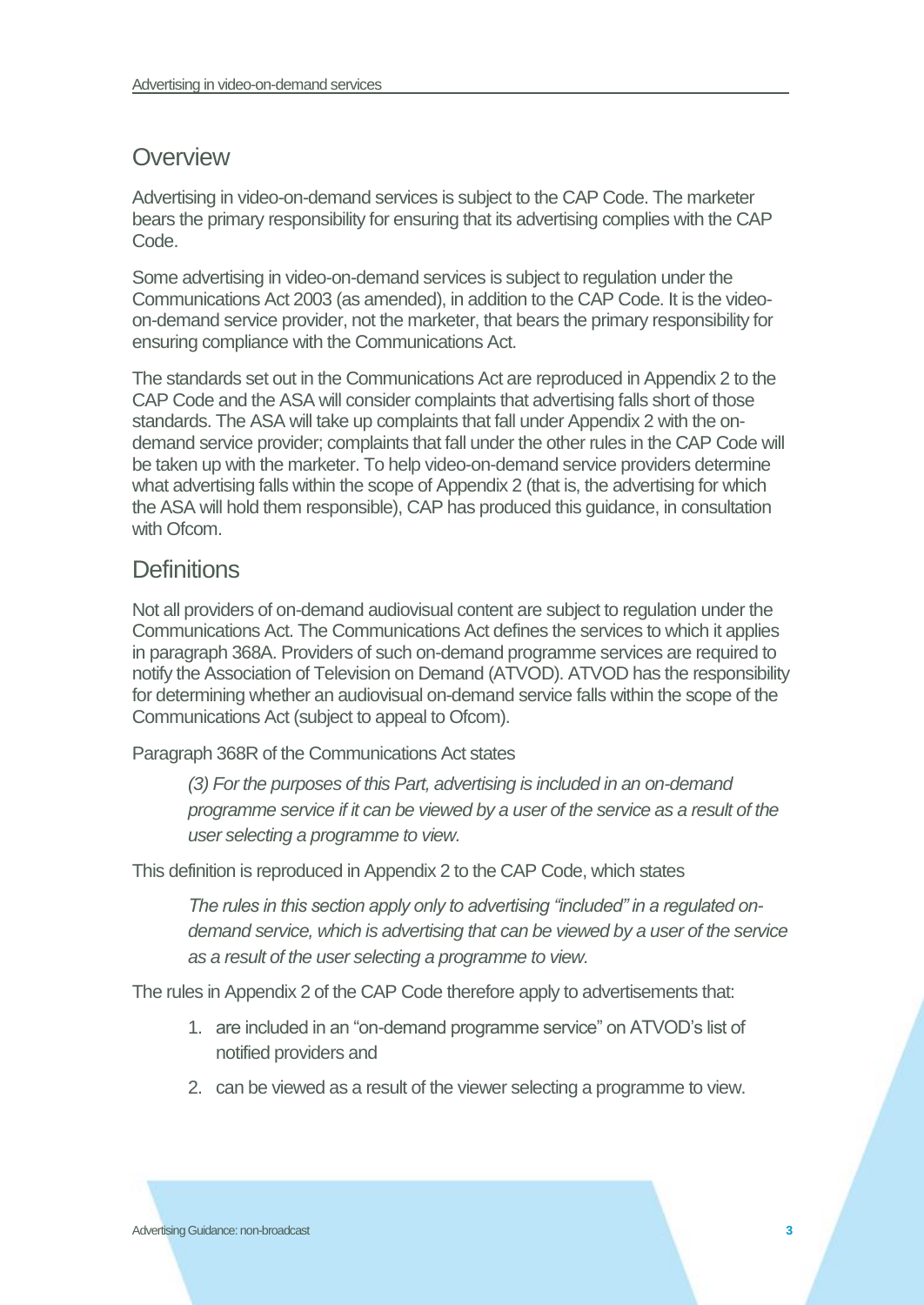## Overview

Advertising in video-on-demand services is subject to the CAP Code. The marketer bears the primary responsibility for ensuring that its advertising complies with the CAP Code.

Some advertising in video-on-demand services is subject to regulation under the Communications Act 2003 (as amended), in addition to the CAP Code. It is the video-on-demand service provider, not the marketer, that bears the primary responsibility for ensuring compliance with the Communications Act.

The standards set out in the Communications Act are reproduced in Appendix 2 to the CAP Code and the ASA will consider complaints that advertising falls short of those standards. The ASA will take up complaints that fall under Appendix 2 with the on-demand service provider; complaints that fall under the other rules in the CAP Code will be taken up with the marketer. To help video-on-demand service providers determine what advertising falls within the scope of Appendix 2 (that is, the advertising for which the ASA will hold them responsible), CAP has produced this guidance, in consultation with Ofcom.

## Definitions

Not all providers of on-demand audiovisual content are subject to regulation under the Communications Act. The Communications Act defines the services to which it applies in paragraph 368A. Providers of such on-demand programme services are required to notify the Association of Television on Demand (ATVOD). ATVOD has the responsibility for determining whether an audiovisual on-demand service falls within the scope of the Communications Act (subject to appeal to Ofcom).

Paragraph 368R of the Communications Act states

> *(3) For the purposes of this Part, advertising is included in an on-demand programme service if it can be viewed by a user of the service as a result of the user selecting a programme to view.*

This definition is reproduced in Appendix 2 to the CAP Code, which states

> *The rules in this section apply only to advertising "included" in a regulated on-demand service, which is advertising that can be viewed by a user of the service as a result of the user selecting a programme to view.*

The rules in Appendix 2 of the CAP Code therefore apply to advertisements that:

1. are included in an "on-demand programme service" on ATVOD's list of notified providers and
2. can be viewed as a result of the viewer selecting a programme to view.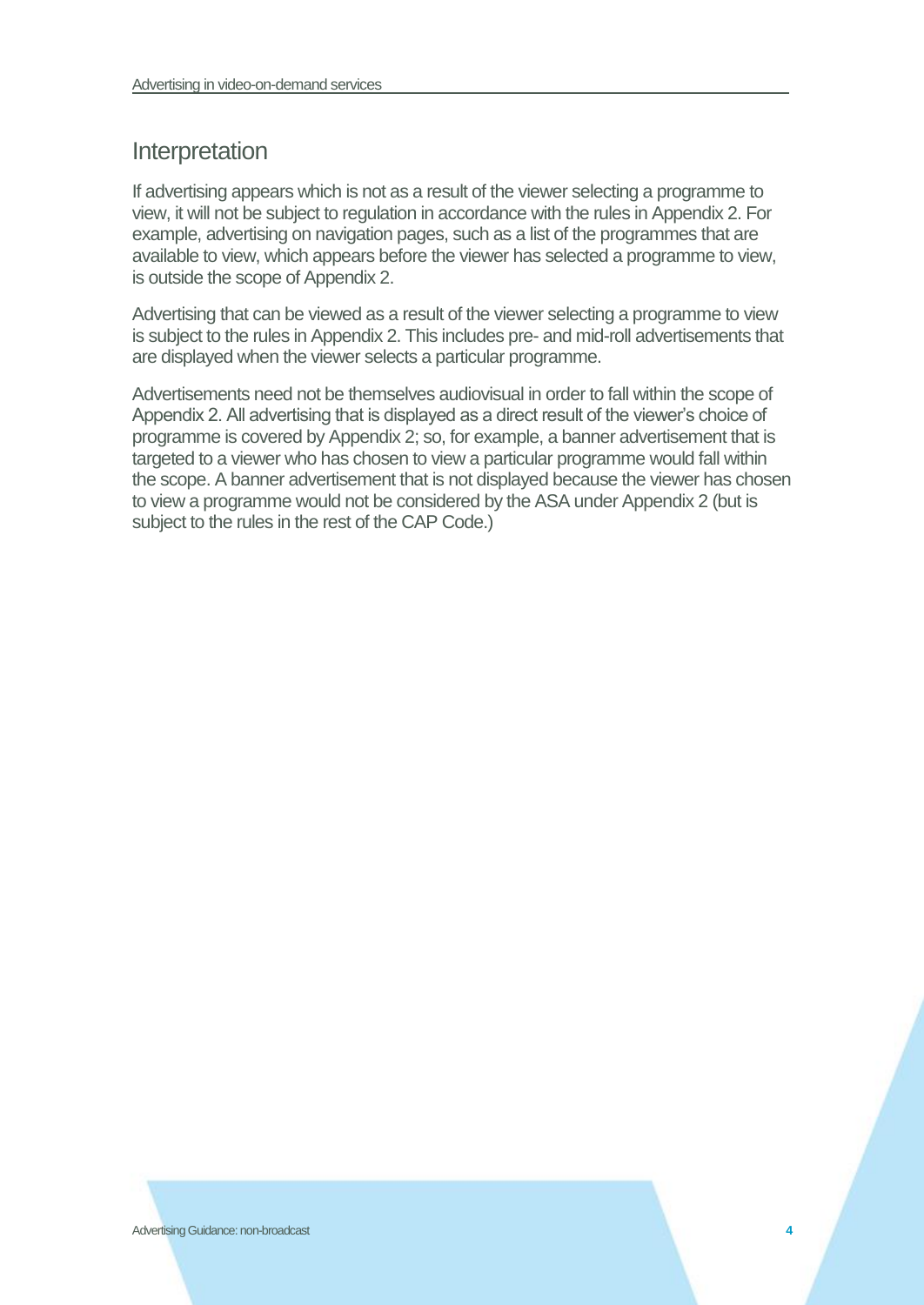## Interpretation

If advertising appears which is not as a result of the viewer selecting a programme to view, it will not be subject to regulation in accordance with the rules in Appendix 2. For example, advertising on navigation pages, such as a list of the programmes that are available to view, which appears before the viewer has selected a programme to view, is outside the scope of Appendix 2.

Advertising that can be viewed as a result of the viewer selecting a programme to view is subject to the rules in Appendix 2. This includes pre- and mid-roll advertisements that are displayed when the viewer selects a particular programme.

Advertisements need not be themselves audiovisual in order to fall within the scope of Appendix 2. All advertising that is displayed as a direct result of the viewer's choice of programme is covered by Appendix 2; so, for example, a banner advertisement that is targeted to a viewer who has chosen to view a particular programme would fall within the scope. A banner advertisement that is not displayed because the viewer has chosen to view a programme would not be considered by the ASA under Appendix 2 (but is subject to the rules in the rest of the CAP Code.)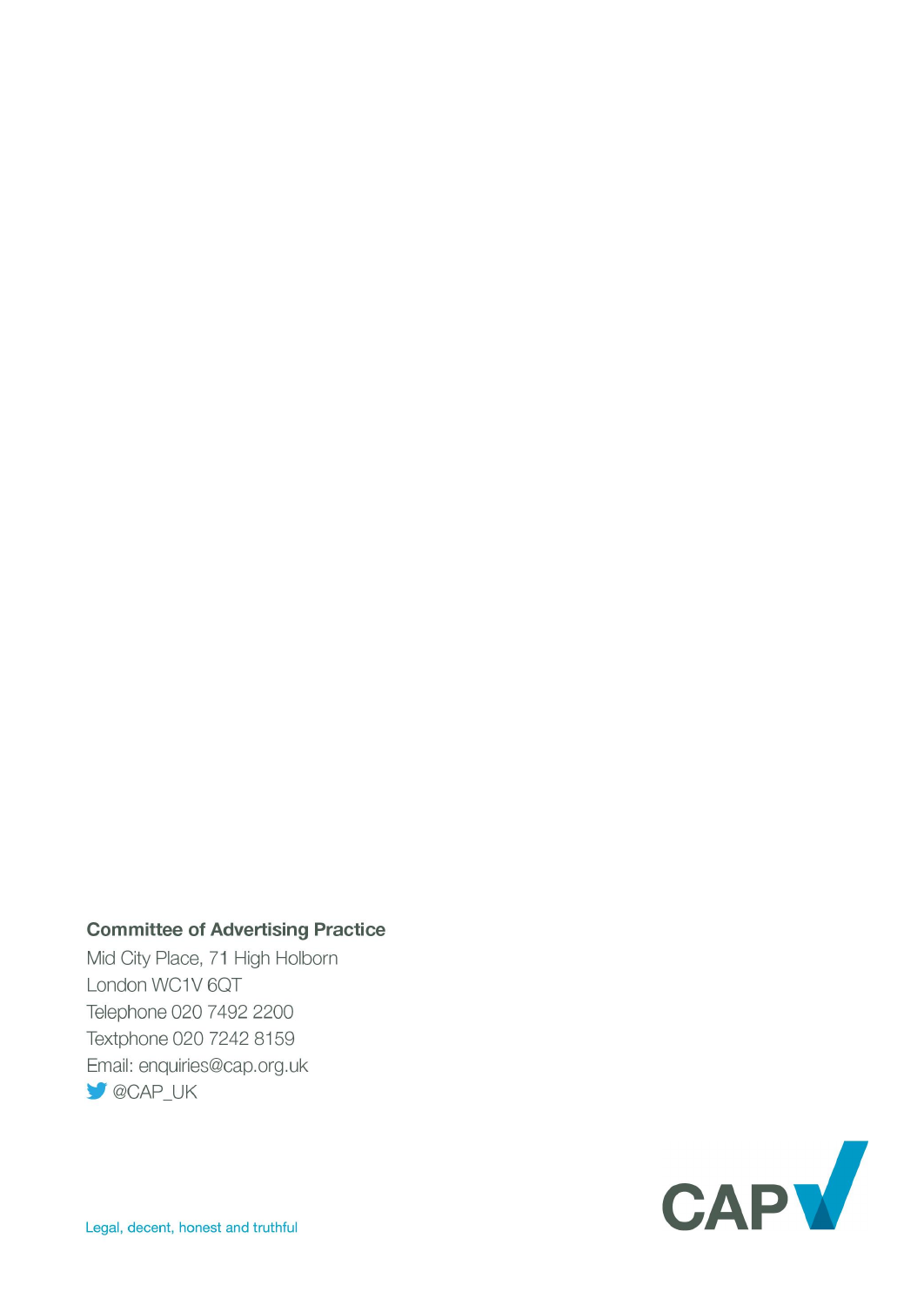**Committee of Advertising Practice**

Mid City Place, 71 High Holborn
London WC1V 6QT
Telephone 020 7492 2200
Textphone 020 7242 8159
Email: enquiries@cap.org.uk
@CAP_UK

Legal, decent, honest and truthful

CAP